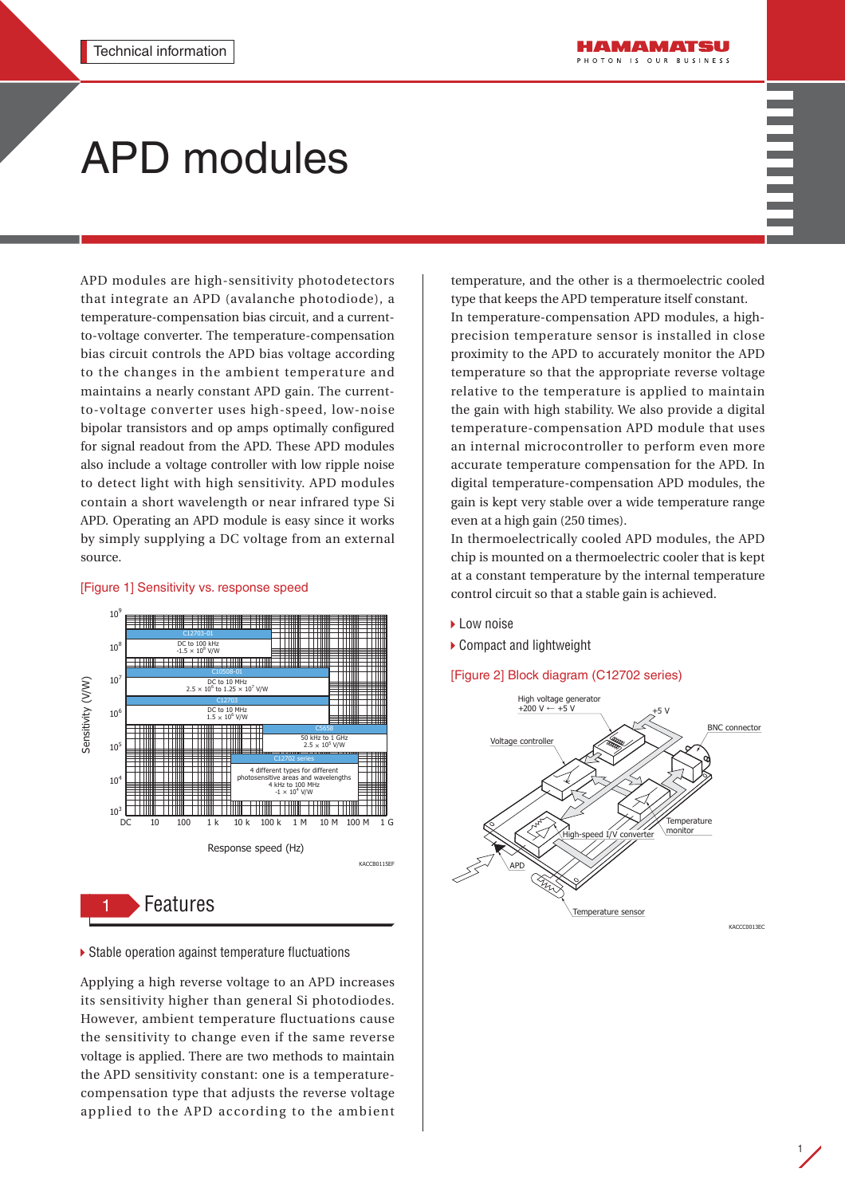Technical information

# APD modules

APD modules are high-sensitivity photodetectors that integrate an APD (avalanche photodiode), a temperature-compensation bias circuit, and a current-to-voltage converter. The temperature-compensation bias circuit controls the APD bias voltage according to the changes in the ambient temperature and maintains a nearly constant APD gain. The current-to-voltage converter uses high-speed, low-noise bipolar transistors and op amps optimally configured for signal readout from the APD. These APD modules also include a voltage controller with low ripple noise to detect light with high sensitivity. APD modules contain a short wavelength or near infrared type Si APD. Operating an APD module is easy since it works by simply supplying a DC voltage from an external source.

[Figure 1] Sensitivity vs. response speed

## 1 Features

▸ Stable operation against temperature fluctuations

Applying a high reverse voltage to an APD increases its sensitivity higher than general Si photodiodes. However, ambient temperature fluctuations cause the sensitivity to change even if the same reverse voltage is applied. There are two methods to maintain the APD sensitivity constant: one is a temperature-compensation type that adjusts the reverse voltage applied to the APD according to the ambient temperature, and the other is a thermoelectric cooled type that keeps the APD temperature itself constant.
In temperature-compensation APD modules, a high-precision temperature sensor is installed in close proximity to the APD to accurately monitor the APD temperature so that the appropriate reverse voltage relative to the temperature is applied to maintain the gain with high stability. We also provide a digital temperature-compensation APD module that uses an internal microcontroller to perform even more accurate temperature compensation for the APD. In digital temperature-compensation APD modules, the gain is kept very stable over a wide temperature range even at a high gain (250 times).
In thermoelectrically cooled APD modules, the APD chip is mounted on a thermoelectric cooler that is kept at a constant temperature by the internal temperature control circuit so that a stable gain is achieved.

▸ Low noise

▸ Compact and lightweight

[Figure 2] Block diagram (C12702 series)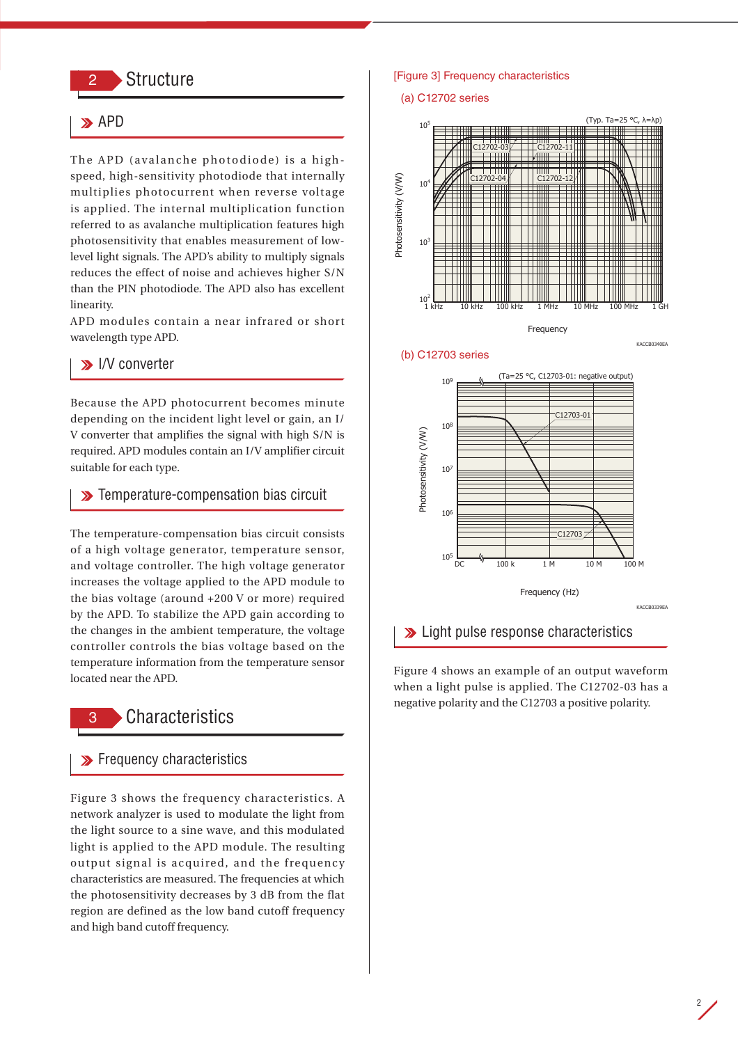## 2 Structure

### APD

The APD (avalanche photodiode) is a high-speed, high-sensitivity photodiode that internally multiplies photocurrent when reverse voltage is applied. The internal multiplication function referred to as avalanche multiplication features high photosensitivity that enables measurement of low-level light signals. The APD's ability to multiply signals reduces the effect of noise and achieves higher S/N than the PIN photodiode. The APD also has excellent linearity.

APD modules contain a near infrared or short wavelength type APD.

### I/V converter

Because the APD photocurrent becomes minute depending on the incident light level or gain, an I/V converter that amplifies the signal with high S/N is required. APD modules contain an I/V amplifier circuit suitable for each type.

### Temperature-compensation bias circuit

The temperature-compensation bias circuit consists of a high voltage generator, temperature sensor, and voltage controller. The high voltage generator increases the voltage applied to the APD module to the bias voltage (around +200 V or more) required by the APD. To stabilize the APD gain according to the changes in the ambient temperature, the voltage controller controls the bias voltage based on the temperature information from the temperature sensor located near the APD.

## 3 Characteristics

### Frequency characteristics

Figure 3 shows the frequency characteristics. A network analyzer is used to modulate the light from the light source to a sine wave, and this modulated light is applied to the APD module. The resulting output signal is acquired, and the frequency characteristics are measured. The frequencies at which the photosensitivity decreases by 3 dB from the flat region are defined as the low band cutoff frequency and high band cutoff frequency.

[Figure 3] Frequency characteristics

(a) C12702 series

(b) C12703 series

### Light pulse response characteristics

Figure 4 shows an example of an output waveform when a light pulse is applied. The C12702-03 has a negative polarity and the C12703 a positive polarity.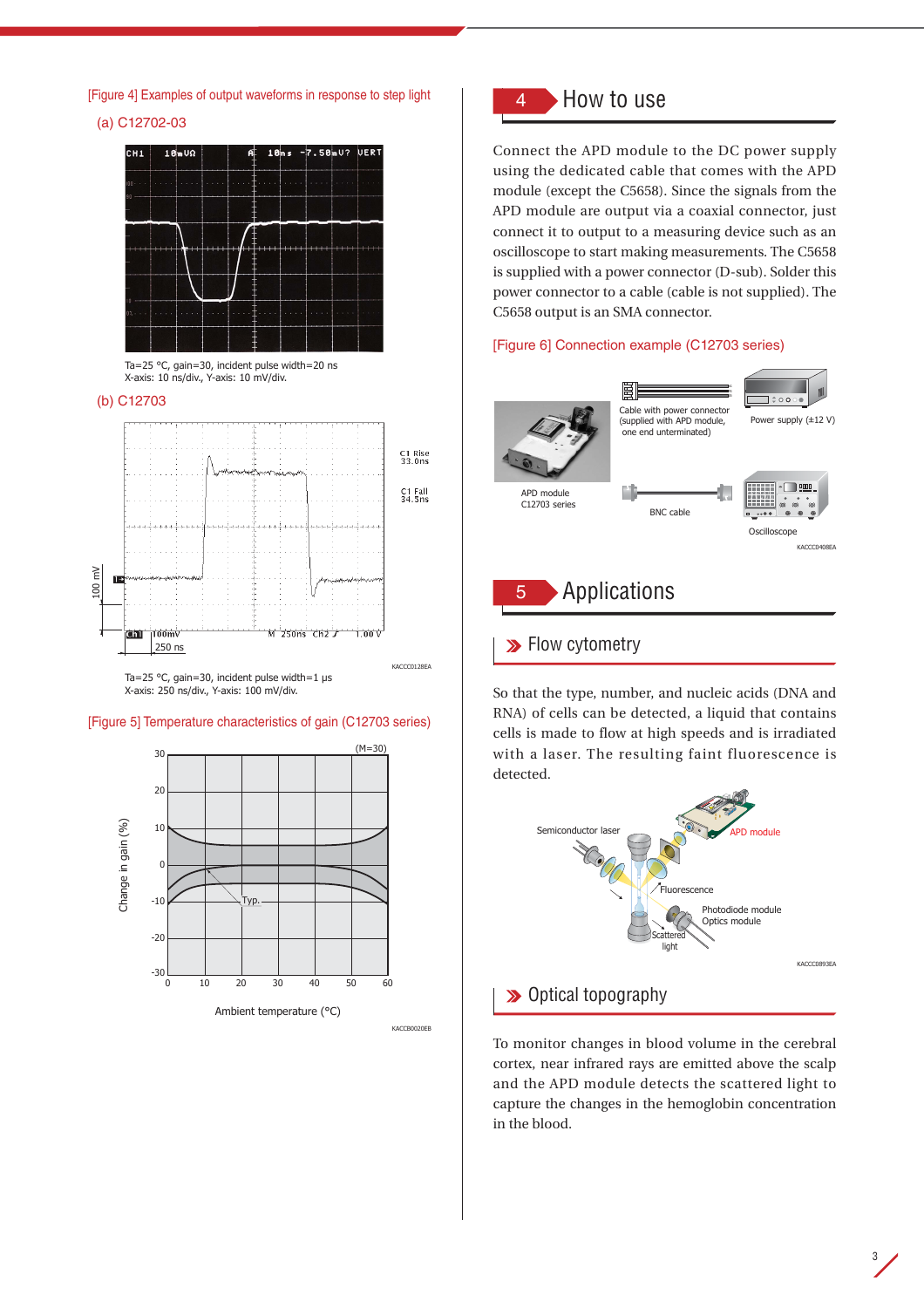[Figure 4] Examples of output waveforms in response to step light

(a) C12702-03

Ta=25 °C, gain=30, incident pulse width=20 ns
X-axis: 10 ns/div., Y-axis: 10 mV/div.

(b) C12703

Ta=25 °C, gain=30, incident pulse width=1 μs
X-axis: 250 ns/div., Y-axis: 100 mV/div.

[Figure 5] Temperature characteristics of gain (C12703 series)

## 4 How to use

Connect the APD module to the DC power supply using the dedicated cable that comes with the APD module (except the C5658). Since the signals from the APD module are output via a coaxial connector, just connect it to output to a measuring device such as an oscilloscope to start making measurements. The C5658 is supplied with a power connector (D-sub). Solder this power connector to a cable (cable is not supplied). The C5658 output is an SMA connector.

[Figure 6] Connection example (C12703 series)

## 5 Applications

### Flow cytometry

So that the type, number, and nucleic acids (DNA and RNA) of cells can be detected, a liquid that contains cells is made to flow at high speeds and is irradiated with a laser. The resulting faint fluorescence is detected.

### Optical topography

To monitor changes in blood volume in the cerebral cortex, near infrared rays are emitted above the scalp and the APD module detects the scattered light to capture the changes in the hemoglobin concentration in the blood.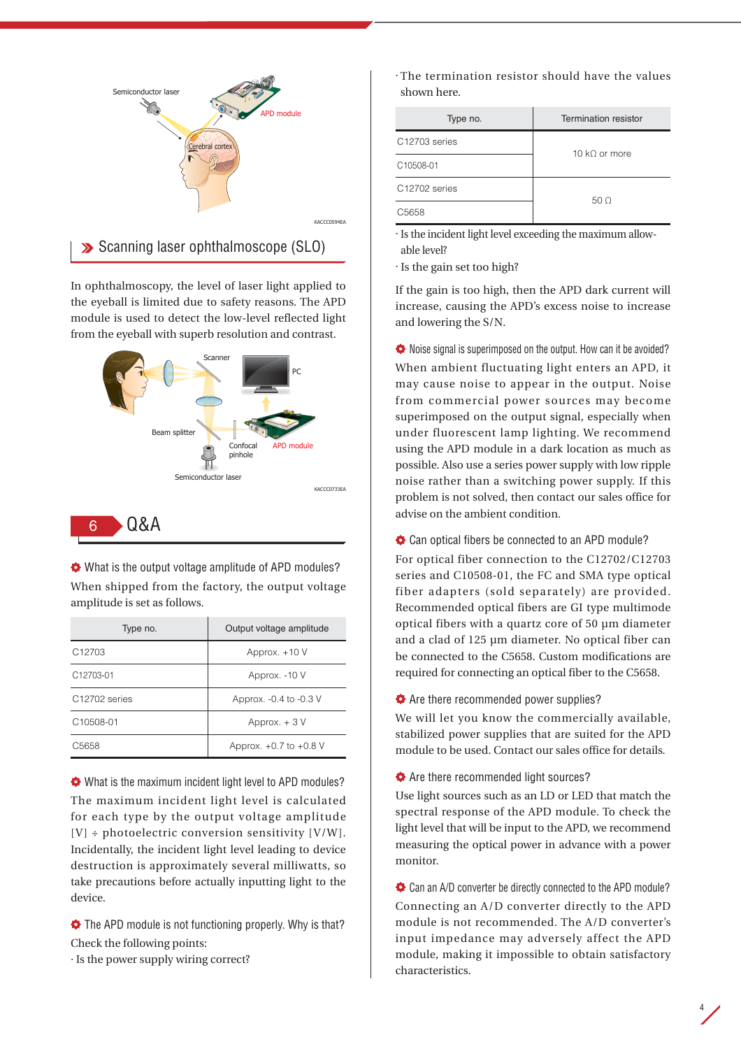Semiconductor laser

APD module

Cerebral cortex

KACCC0594EA

## Scanning laser ophthalmoscope (SLO)

In ophthalmoscopy, the level of laser light applied to the eyeball is limited due to safety reasons. The APD module is used to detect the low-level reflected light from the eyeball with superb resolution and contrast.

Scanner

PC

Beam splitter

Confocal pinhole

APD module

Semiconductor laser

KACCC0733EA

# 6 Q&A

### What is the output voltage amplitude of APD modules?

When shipped from the factory, the output voltage amplitude is set as follows.

| Type no. | Output voltage amplitude |
|---|---|
| C12703 | Approx. +10 V |
| C12703-01 | Approx. -10 V |
| C12702 series | Approx. -0.4 to -0.3 V |
| C10508-01 | Approx. + 3 V |
| C5658 | Approx. +0.7 to +0.8 V |

### What is the maximum incident light level to APD modules?

The maximum incident light level is calculated for each type by the output voltage amplitude [V] ÷ photoelectric conversion sensitivity [V/W]. Incidentally, the incident light level leading to device destruction is approximately several milliwatts, so take precautions before actually inputting light to the device.

### The APD module is not functioning properly. Why is that?

Check the following points:

· Is the power supply wiring correct?

· The termination resistor should have the values shown here.

| Type no. | Termination resistor |
|---|---|
| C12703 series | 10 kΩ or more |
| C10508-01 | |
| C12702 series | 50 Ω |
| C5658 | |

· Is the incident light level exceeding the maximum allowable level?

· Is the gain set too high?

If the gain is too high, then the APD dark current will increase, causing the APD's excess noise to increase and lowering the S/N.

### Noise signal is superimposed on the output. How can it be avoided?

When ambient fluctuating light enters an APD, it may cause noise to appear in the output. Noise from commercial power sources may become superimposed on the output signal, especially when under fluorescent lamp lighting. We recommend using the APD module in a dark location as much as possible. Also use a series power supply with low ripple noise rather than a switching power supply. If this problem is not solved, then contact our sales office for advise on the ambient condition.

### Can optical fibers be connected to an APD module?

For optical fiber connection to the C12702/C12703 series and C10508-01, the FC and SMA type optical fiber adapters (sold separately) are provided. Recommended optical fibers are GI type multimode optical fibers with a quartz core of 50 µm diameter and a clad of 125 µm diameter. No optical fiber can be connected to the C5658. Custom modifications are required for connecting an optical fiber to the C5658.

### Are there recommended power supplies?

We will let you know the commercially available, stabilized power supplies that are suited for the APD module to be used. Contact our sales office for details.

### Are there recommended light sources?

Use light sources such as an LD or LED that match the spectral response of the APD module. To check the light level that will be input to the APD, we recommend measuring the optical power in advance with a power monitor.

### Can an A/D converter be directly connected to the APD module?

Connecting an A/D converter directly to the APD module is not recommended. The A/D converter's input impedance may adversely affect the APD module, making it impossible to obtain satisfactory characteristics.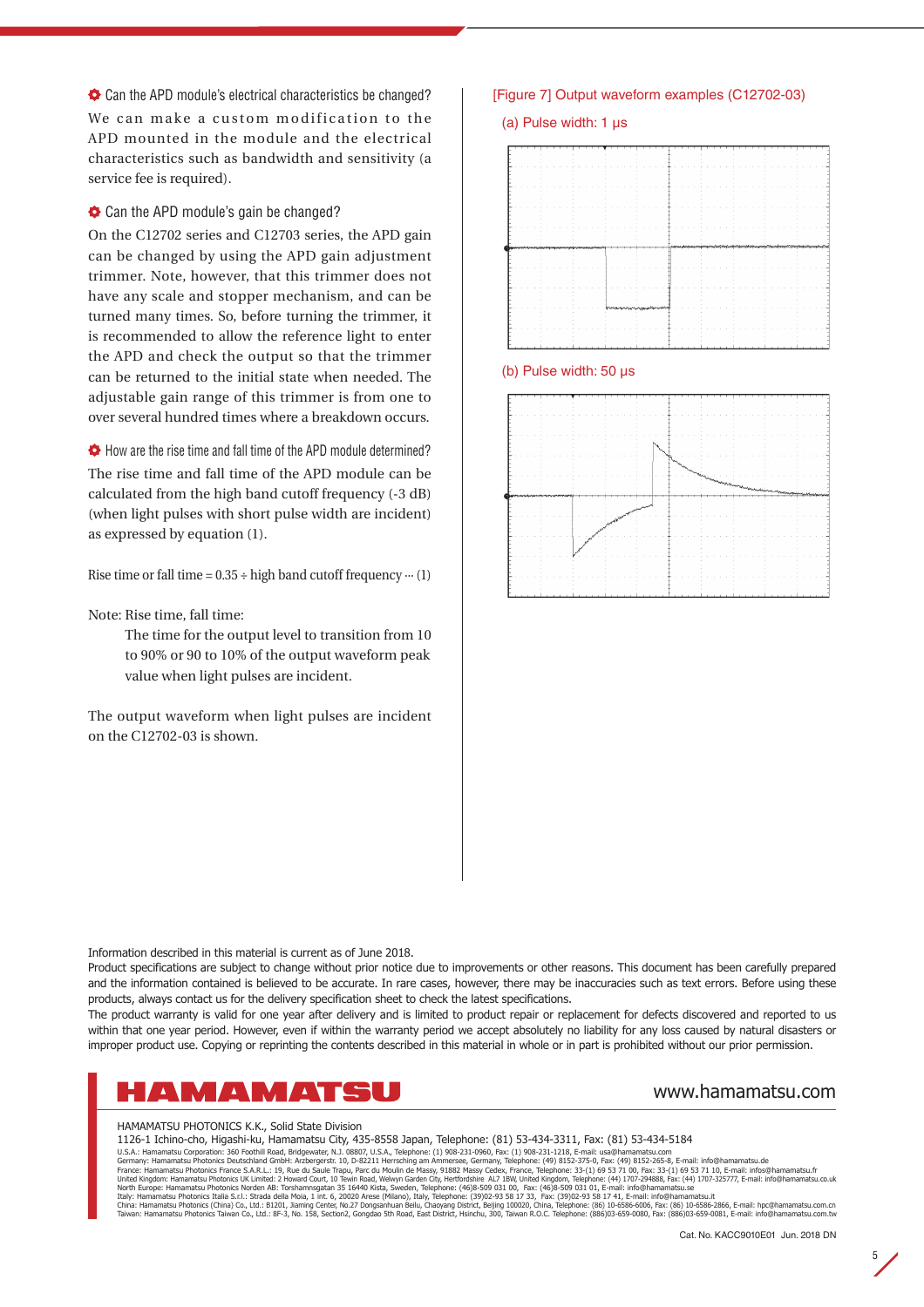### Can the APD module's electrical characteristics be changed?

We can make a custom modification to the APD mounted in the module and the electrical characteristics such as bandwidth and sensitivity (a service fee is required).

### Can the APD module's gain be changed?

On the C12702 series and C12703 series, the APD gain can be changed by using the APD gain adjustment trimmer. Note, however, that this trimmer does not have any scale and stopper mechanism, and can be turned many times. So, before turning the trimmer, it is recommended to allow the reference light to enter the APD and check the output so that the trimmer can be returned to the initial state when needed. The adjustable gain range of this trimmer is from one to over several hundred times where a breakdown occurs.

### How are the rise time and fall time of the APD module determined?

The rise time and fall time of the APD module can be calculated from the high band cutoff frequency (-3 dB) (when light pulses with short pulse width are incident) as expressed by equation (1).

Rise time or fall time = 0.35 ÷ high band cutoff frequency ··· (1)

Note: Rise time, fall time:

The time for the output level to transition from 10 to 90% or 90 to 10% of the output waveform peak value when light pulses are incident.

The output waveform when light pulses are incident on the C12702-03 is shown.

[Figure 7] Output waveform examples (C12702-03)

(a) Pulse width: 1 μs

(b) Pulse width: 50 μs

Information described in this material is current as of June 2018.
Product specifications are subject to change without prior notice due to improvements or other reasons. This document has been carefully prepared and the information contained is believed to be accurate. In rare cases, however, there may be inaccuracies such as text errors. Before using these products, always contact us for the delivery specification sheet to check the latest specifications.
The product warranty is valid for one year after delivery and is limited to product repair or replacement for defects discovered and reported to us within that one year period. However, even if within the warranty period we accept absolutely no liability for any loss caused by natural disasters or improper product use. Copying or reprinting the contents described in this material in whole or in part is prohibited without our prior permission.

HAMAMATSU

www.hamamatsu.com

HAMAMATSU PHOTONICS K.K., Solid State Division
1126-1 Ichino-cho, Higashi-ku, Hamamatsu City, 435-8558 Japan, Telephone: (81) 53-434-3311, Fax: (81) 53-434-5184
U.S.A.: Hamamatsu Corporation: 360 Foothill Road, Bridgewater, N.J. 08807, U.S.A., Telephone: (1) 908-231-0960, Fax: (1) 908-231-1218, E-mail: usa@hamamatsu.com
Germany: Hamamatsu Photonics Deutschland GmbH: Arzbergerstr. 10, D-82211 Herrsching am Ammersee, Germany, Telephone: (49) 8152-375-0, Fax: (49) 8152-265-8, E-mail: info@hamamatsu.de
France: Hamamatsu Photonics France S.A.R.L.: 19, Rue du Saule Trapu, Parc du Moulin de Massy, 91882 Massy Cedex, France, Telephone: 33-(1) 69 53 71 00, Fax: 33-(1) 69 53 71 10, E-mail: infos@hamamatsu.fr
United Kingdom: Hamamatsu Photonics UK Limited: 2 Howard Court, 10 Tewin Road, Welwyn Garden City, Hertfordshire AL7 1BW, United Kingdom, Telephone: (44) 1707-294888, Fax: (44) 1707-325777, E-mail: info@hamamatsu.co.uk
North Europe: Hamamatsu Photonics Norden AB: Torshamnsgatan 35 16440 Kista, Sweden, Telephone: (46)8-509 031 00, Fax: (46)8-509 031 01, E-mail: info@hamamatsu.se
Italy: Hamamatsu Photonics Italia S.r.l.: Strada della Moia, 1 int. 6, 20020 Arese (Milano), Italy, Telephone: (39)02-93 58 17 33, Fax: (39)02-93 58 17 41, E-mail: info@hamamatsu.it
China: Hamamatsu Photonics (China) Co., Ltd.: B1201, Jiaming Center, No.27 Dongsanhuan Beilu, Chaoyang District, Beijing 100020, China, Telephone: (86) 10-6586-6006, Fax: (86) 10-6586-2866, E-mail: hpc@hamamatsu.com.cn
Taiwan: Hamamatsu Photonics Taiwan Co., Ltd.: 8F-3, No. 158, Section2, Gongdao 5th Road, East District, Hsinchu, 300, Taiwan R.O.C. Telephone: (886)03-659-0080, Fax: (886)03-659-0081, E-mail: info@hamamatsu.com.tw

Cat. No. KACC9010E01 Jun. 2018 DN